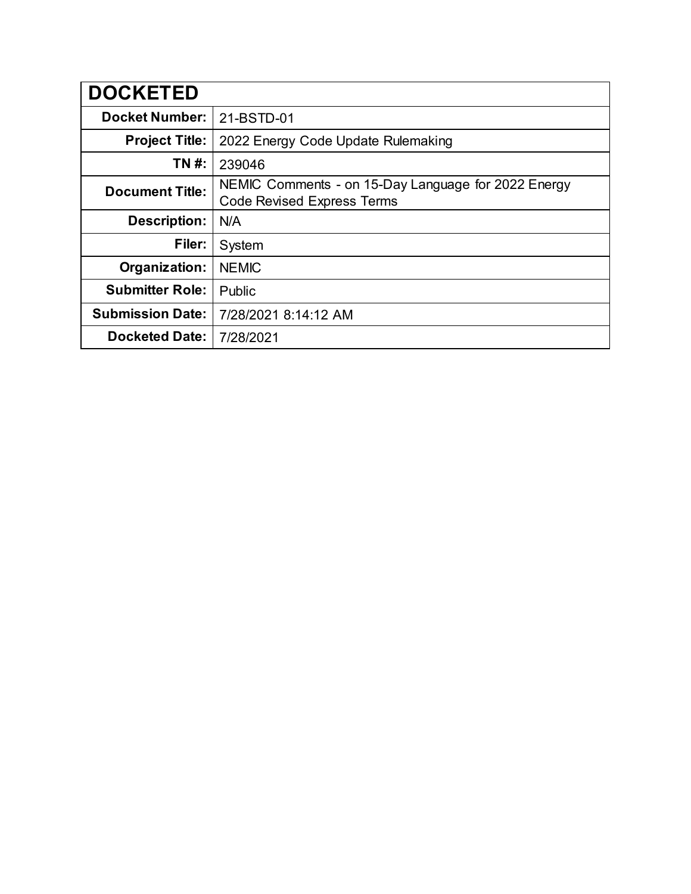| DOCKETED | |
|---|---|
| **Docket Number:** | 21-BSTD-01 |
| **Project Title:** | 2022 Energy Code Update Rulemaking |
| **TN #:** | 239046 |
| **Document Title:** | NEMIC Comments - on 15-Day Language for 2022 Energy Code Revised Express Terms |
| **Description:** | N/A |
| **Filer:** | System |
| **Organization:** | NEMIC |
| **Submitter Role:** | Public |
| **Submission Date:** | 7/28/2021 8:14:12 AM |
| **Docketed Date:** | 7/28/2021 |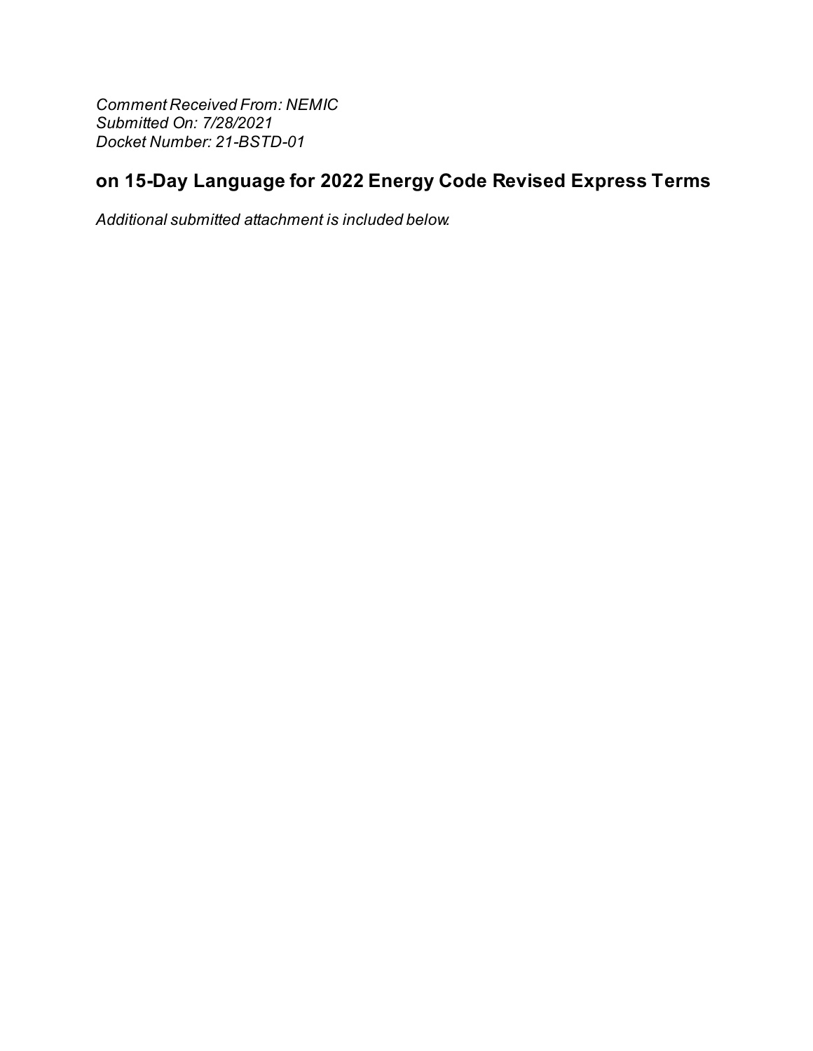*Comment Received From: NEMIC*
*Submitted On: 7/28/2021*
*Docket Number: 21-BSTD-01*

## on 15-Day Language for 2022 Energy Code Revised Express Terms

*Additional submitted attachment is included below.*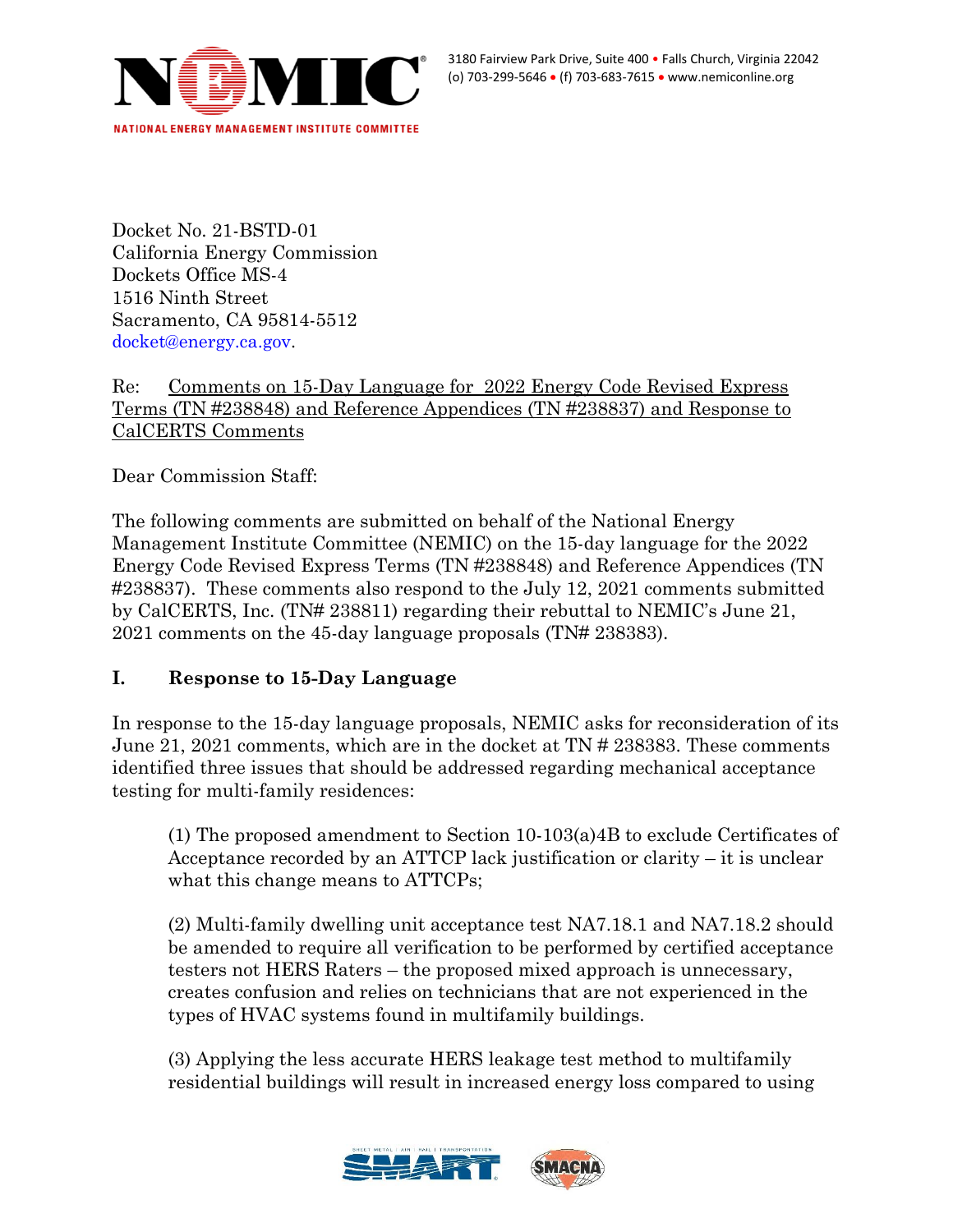Docket No. 21-BSTD-01
California Energy Commission
Dockets Office MS-4
1516 Ninth Street
Sacramento, CA 95814-5512
docket@energy.ca.gov.

Re: Comments on 15-Day Language for 2022 Energy Code Revised Express Terms (TN #238848) and Reference Appendices (TN #238837) and Response to CalCERTS Comments

Dear Commission Staff:

The following comments are submitted on behalf of the National Energy Management Institute Committee (NEMIC) on the 15-day language for the 2022 Energy Code Revised Express Terms (TN #238848) and Reference Appendices (TN #238837). These comments also respond to the July 12, 2021 comments submitted by CalCERTS, Inc. (TN# 238811) regarding their rebuttal to NEMIC's June 21, 2021 comments on the 45-day language proposals (TN# 238383).

## I. Response to 15-Day Language

In response to the 15-day language proposals, NEMIC asks for reconsideration of its June 21, 2021 comments, which are in the docket at TN # 238383. These comments identified three issues that should be addressed regarding mechanical acceptance testing for multi-family residences:

(1) The proposed amendment to Section 10-103(a)4B to exclude Certificates of Acceptance recorded by an ATTCP lack justification or clarity – it is unclear what this change means to ATTCPs;

(2) Multi-family dwelling unit acceptance test NA7.18.1 and NA7.18.2 should be amended to require all verification to be performed by certified acceptance testers not HERS Raters – the proposed mixed approach is unnecessary, creates confusion and relies on technicians that are not experienced in the types of HVAC systems found in multifamily buildings.

(3) Applying the less accurate HERS leakage test method to multifamily residential buildings will result in increased energy loss compared to using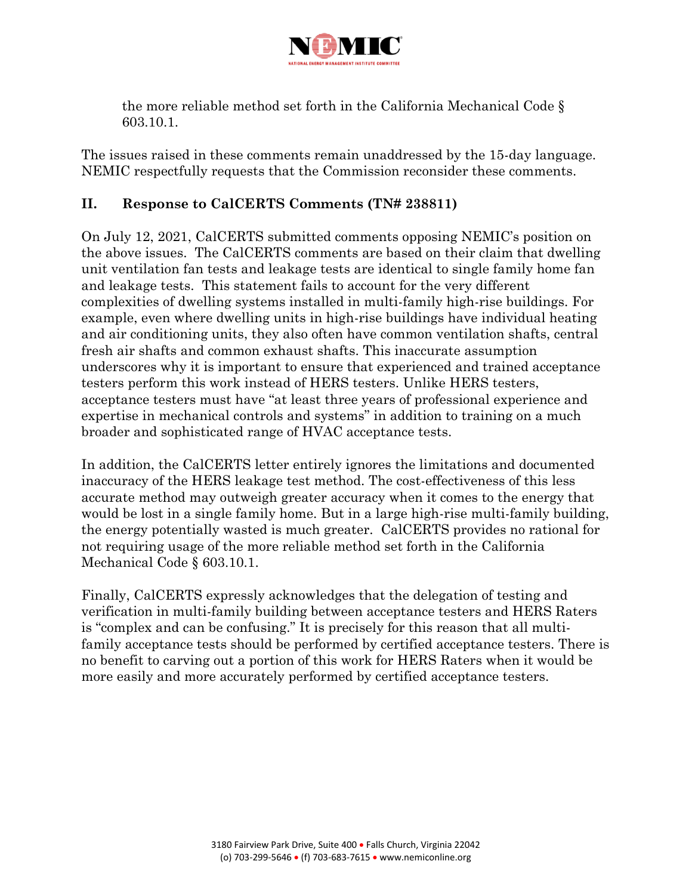the more reliable method set forth in the California Mechanical Code § 603.10.1.

The issues raised in these comments remain unaddressed by the 15-day language. NEMIC respectfully requests that the Commission reconsider these comments.

## II. Response to CalCERTS Comments (TN# 238811)

On July 12, 2021, CalCERTS submitted comments opposing NEMIC's position on the above issues. The CalCERTS comments are based on their claim that dwelling unit ventilation fan tests and leakage tests are identical to single family home fan and leakage tests. This statement fails to account for the very different complexities of dwelling systems installed in multi-family high-rise buildings. For example, even where dwelling units in high-rise buildings have individual heating and air conditioning units, they also often have common ventilation shafts, central fresh air shafts and common exhaust shafts. This inaccurate assumption underscores why it is important to ensure that experienced and trained acceptance testers perform this work instead of HERS testers. Unlike HERS testers, acceptance testers must have "at least three years of professional experience and expertise in mechanical controls and systems" in addition to training on a much broader and sophisticated range of HVAC acceptance tests.

In addition, the CalCERTS letter entirely ignores the limitations and documented inaccuracy of the HERS leakage test method. The cost-effectiveness of this less accurate method may outweigh greater accuracy when it comes to the energy that would be lost in a single family home. But in a large high-rise multi-family building, the energy potentially wasted is much greater. CalCERTS provides no rational for not requiring usage of the more reliable method set forth in the California Mechanical Code § 603.10.1.

Finally, CalCERTS expressly acknowledges that the delegation of testing and verification in multi-family building between acceptance testers and HERS Raters is "complex and can be confusing." It is precisely for this reason that all multi-family acceptance tests should be performed by certified acceptance testers. There is no benefit to carving out a portion of this work for HERS Raters when it would be more easily and more accurately performed by certified acceptance testers.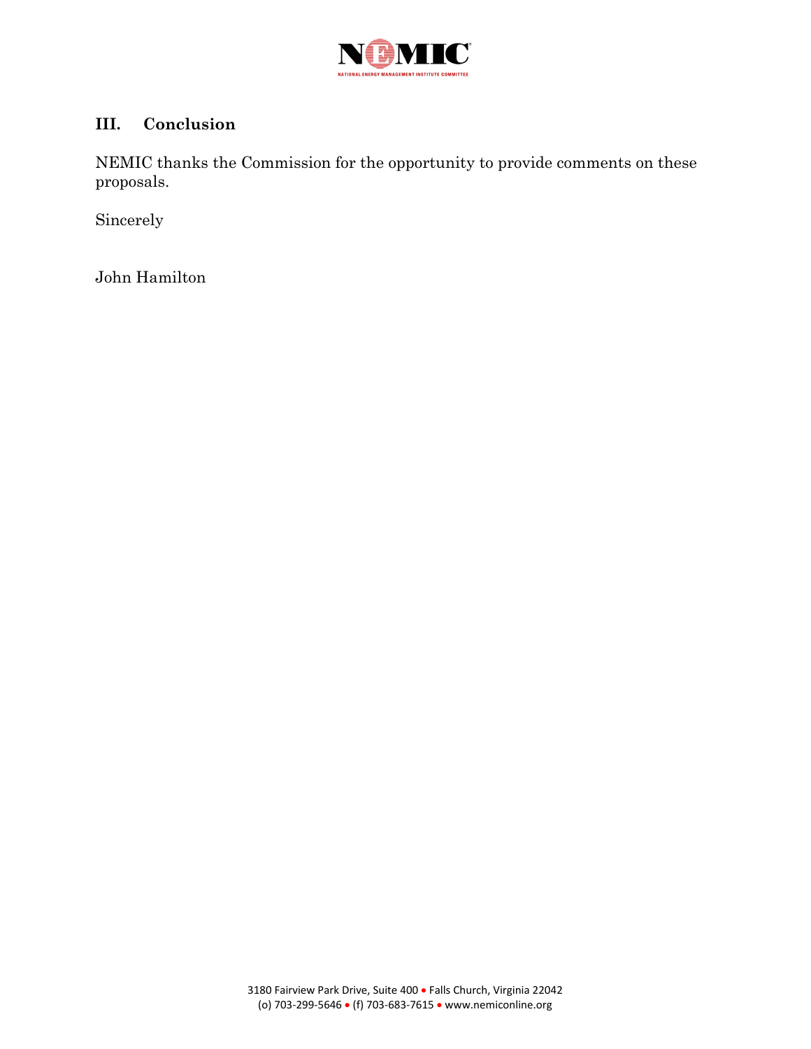## III. Conclusion

NEMIC thanks the Commission for the opportunity to provide comments on these proposals.

Sincerely

John Hamilton